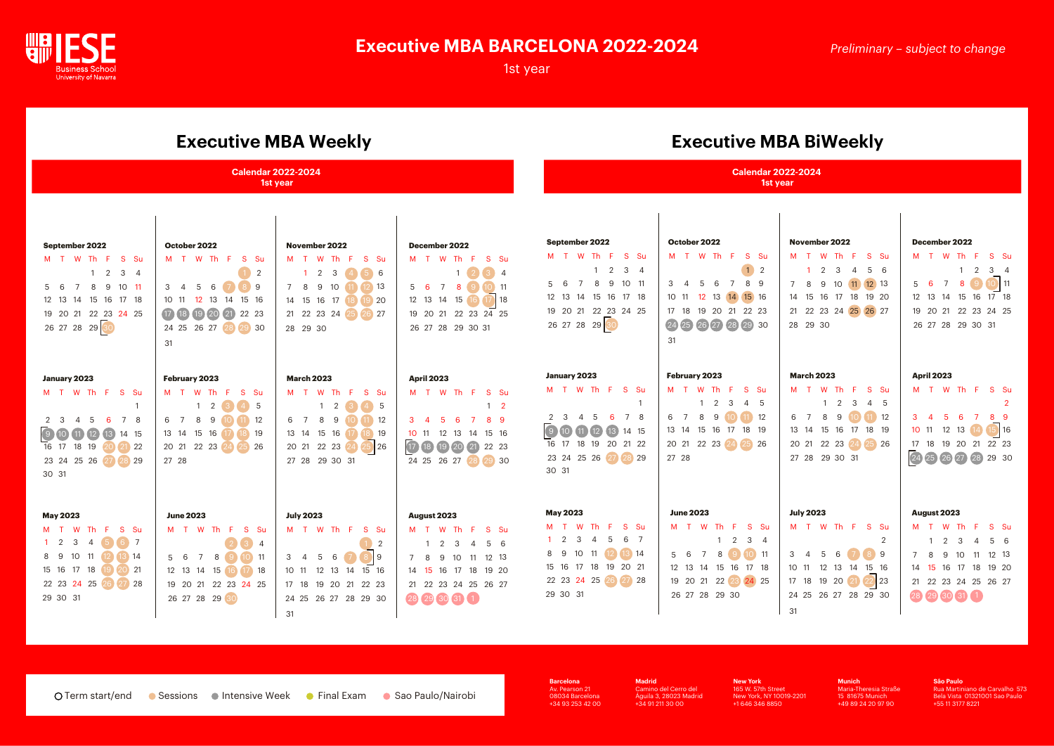# Executive MBA BARCELONA 2022-2024

1st year

*Preliminary – subject to change*

## Executive MBA Weekly

**Calendar 2022-2024**
**1st year**

### September 2022

| M | T | W | Th | F | S | Su |
|---|---|---|---|---|---|---|
| | | | 1 | 2 | 3 | 4 |
| 5 | 6 | 7 | 8 | 9 | 10 | 11 |
| 12 | 13 | 14 | 15 | 16 | 17 | 18 |
| 19 | 20 | 21 | 22 | 23 | 24 | 25 |
| 26 | 27 | 28 | 29 | 30 | | |

### October 2022

| M | T | W | Th | F | S | Su |
|---|---|---|---|---|---|---|
| | | | | | 1 | 2 |
| 3 | 4 | 5 | 6 | 7 | 8 | 9 |
| 10 | 11 | 12 | 13 | 14 | 15 | 16 |
| 17 | 18 | 19 | 20 | 21 | 22 | 23 |
| 24 | 25 | 26 | 27 | 28 | 29 | 30 |
| 31 | | | | | | |

### November 2022

| M | T | W | Th | F | S | Su |
|---|---|---|---|---|---|---|
| | 1 | 2 | 3 | 4 | 5 | 6 |
| 7 | 8 | 9 | 10 | 11 | 12 | 13 |
| 14 | 15 | 16 | 17 | 18 | 19 | 20 |
| 21 | 22 | 23 | 24 | 25 | 26 | 27 |
| 28 | 29 | 30 | | | | |

### December 2022

| M | T | W | Th | F | S | Su |
|---|---|---|---|---|---|---|
| | | | 1 | 2 | 3 | 4 |
| 5 | 6 | 7 | 8 | 9 | 10 | 11 |
| 12 | 13 | 14 | 15 | 16 | 17 | 18 |
| 19 | 20 | 21 | 22 | 23 | 24 | 25 |
| 26 | 27 | 28 | 29 | 30 | 31 | |

### January 2023

| M | T | W | Th | F | S | Su |
|---|---|---|---|---|---|---|
| | | | | | | 1 |
| 2 | 3 | 4 | 5 | 6 | 7 | 8 |
| 9 | 10 | 11 | 12 | 13 | 14 | 15 |
| 16 | 17 | 18 | 19 | 20 | 21 | 22 |
| 23 | 24 | 25 | 26 | 27 | 28 | 29 |
| 30 | 31 | | | | | |

### February 2023

| M | T | W | Th | F | S | Su |
|---|---|---|---|---|---|---|
| | | 1 | 2 | 3 | 4 | 5 |
| 6 | 7 | 8 | 9 | 10 | 11 | 12 |
| 13 | 14 | 15 | 16 | 17 | 18 | 19 |
| 20 | 21 | 22 | 23 | 24 | 25 | 26 |
| 27 | 28 | | | | | |

### March 2023

| M | T | W | Th | F | S | Su |
|---|---|---|---|---|---|---|
| | | 1 | 2 | 3 | 4 | 5 |
| 6 | 7 | 8 | 9 | 10 | 11 | 12 |
| 13 | 14 | 15 | 16 | 17 | 18 | 19 |
| 20 | 21 | 22 | 23 | 24 | 25 | 26 |
| 27 | 28 | 29 | 30 | 31 | | |

### April 2023

| M | T | W | Th | F | S | Su |
|---|---|---|---|---|---|---|
| | | | | | 1 | 2 |
| 3 | 4 | 5 | 6 | 7 | 8 | 9 |
| 10 | 11 | 12 | 13 | 14 | 15 | 16 |
| 17 | 18 | 19 | 20 | 21 | 22 | 23 |
| 24 | 25 | 26 | 27 | 28 | 29 | 30 |

### May 2023

| M | T | W | Th | F | S | Su |
|---|---|---|---|---|---|---|
| 1 | 2 | 3 | 4 | 5 | 6 | 7 |
| 8 | 9 | 10 | 11 | 12 | 13 | 14 |
| 15 | 16 | 17 | 18 | 19 | 20 | 21 |
| 22 | 23 | 24 | 25 | 26 | 27 | 28 |
| 29 | 30 | 31 | | | | |

### June 2023

| M | T | W | Th | F | S | Su |
|---|---|---|---|---|---|---|
| | | | | 2 | 3 | 4 |
| 5 | 6 | 7 | 8 | 9 | 10 | 11 |
| 12 | 13 | 14 | 15 | 16 | 17 | 18 |
| 19 | 20 | 21 | 22 | 23 | 24 | 25 |
| 26 | 27 | 28 | 29 | 30 | | |

### July 2023

| M | T | W | Th | F | S | Su |
|---|---|---|---|---|---|---|
| | | | | | 1 | 2 |
| 3 | 4 | 5 | 6 | 7 | 8 | 9 |
| 10 | 11 | 12 | 13 | 14 | 15 | 16 |
| 17 | 18 | 19 | 20 | 21 | 22 | 23 |
| 24 | 25 | 26 | 27 | 28 | 29 | 30 |
| 31 | | | | | | |

### August 2023

| M | T | W | Th | F | S | Su |
|---|---|---|---|---|---|---|
| | 1 | 2 | 3 | 4 | 5 | 6 |
| 7 | 8 | 9 | 10 | 11 | 12 | 13 |
| 14 | 15 | 16 | 17 | 18 | 19 | 20 |
| 21 | 22 | 23 | 24 | 25 | 26 | 27 |
| 28 | 29 | 30 | 31 | 1 | | |

## Executive MBA BiWeekly

**Calendar 2022-2024**
**1st year**

### September 2022

| M | T | W | Th | F | S | Su |
|---|---|---|---|---|---|---|
| | | | 1 | 2 | 3 | 4 |
| 5 | 6 | 7 | 8 | 9 | 10 | 11 |
| 12 | 13 | 14 | 15 | 16 | 17 | 18 |
| 19 | 20 | 21 | 22 | 23 | 24 | 25 |
| 26 | 27 | 28 | 29 | 30 | | |

### October 2022

| M | T | W | Th | F | S | Su |
|---|---|---|---|---|---|---|
| | | | | | 1 | 2 |
| 3 | 4 | 5 | 6 | 7 | 8 | 9 |
| 10 | 11 | 12 | 13 | 14 | 15 | 16 |
| 17 | 18 | 19 | 20 | 21 | 22 | 23 |
| 24 | 25 | 26 | 27 | 28 | 29 | 30 |
| 31 | | | | | | |

### November 2022

| M | T | W | Th | F | S | Su |
|---|---|---|---|---|---|---|
| | 1 | 2 | 3 | 4 | 5 | 6 |
| 7 | 8 | 9 | 10 | 11 | 12 | 13 |
| 14 | 15 | 16 | 17 | 18 | 19 | 20 |
| 21 | 22 | 23 | 24 | 25 | 26 | 27 |
| 28 | 29 | 30 | | | | |

### December 2022

| M | T | W | Th | F | S | Su |
|---|---|---|---|---|---|---|
| | | | 1 | 2 | 3 | 4 |
| 5 | 6 | 7 | 8 | 9 | 10 | 11 |
| 12 | 13 | 14 | 15 | 16 | 17 | 18 |
| 19 | 20 | 21 | 22 | 23 | 24 | 25 |
| 26 | 27 | 28 | 29 | 30 | 31 | |

### January 2023

| M | T | W | Th | F | S | Su |
|---|---|---|---|---|---|---|
| | | | | | | 1 |
| 2 | 3 | 4 | 5 | 6 | 7 | 8 |
| 9 | 10 | 11 | 12 | 13 | 14 | 15 |
| 16 | 17 | 18 | 19 | 20 | 21 | 22 |
| 23 | 24 | 25 | 26 | 27 | 28 | 29 |
| 30 | 31 | | | | | |

### February 2023

| M | T | W | Th | F | S | Su |
|---|---|---|---|---|---|---|
| | | 1 | 2 | 3 | 4 | 5 |
| 6 | 7 | 8 | 9 | 10 | 11 | 12 |
| 13 | 14 | 15 | 16 | 17 | 18 | 19 |
| 20 | 21 | 22 | 23 | 24 | 25 | 26 |
| 27 | 28 | | | | | |

### March 2023

| M | T | W | Th | F | S | Su |
|---|---|---|---|---|---|---|
| | | 1 | 2 | 3 | 4 | 5 |
| 6 | 7 | 8 | 9 | 10 | 11 | 12 |
| 13 | 14 | 15 | 16 | 17 | 18 | 19 |
| 20 | 21 | 22 | 23 | 24 | 25 | 26 |
| 27 | 28 | 29 | 30 | 31 | | |

### April 2023

| M | T | W | Th | F | S | Su |
|---|---|---|---|---|---|---|
| | | | | | | 2 |
| 3 | 4 | 5 | 6 | 7 | 8 | 9 |
| 10 | 11 | 12 | 13 | 14 | 15 | 16 |
| 17 | 18 | 19 | 20 | 21 | 22 | 23 |
| 24 | 25 | 26 | 27 | 28 | 29 | 30 |

### May 2023

| M | T | W | Th | F | S | Su |
|---|---|---|---|---|---|---|
| 1 | 2 | 3 | 4 | 5 | 6 | 7 |
| 8 | 9 | 10 | 11 | 12 | 13 | 14 |
| 15 | 16 | 17 | 18 | 19 | 20 | 21 |
| 22 | 23 | 24 | 25 | 26 | 27 | 28 |
| 29 | 30 | 31 | | | | |

### June 2023

| M | T | W | Th | F | S | Su |
|---|---|---|---|---|---|---|
| | | | 1 | 2 | 3 | 4 |
| 5 | 6 | 7 | 8 | 9 | 10 | 11 |
| 12 | 13 | 14 | 15 | 16 | 17 | 18 |
| 19 | 20 | 21 | 22 | 23 | 24 | 25 |
| 26 | 27 | 28 | 29 | 30 | | |

### July 2023

| M | T | W | Th | F | S | Su |
|---|---|---|---|---|---|---|
| | | | | | | 2 |
| 3 | 4 | 5 | 6 | 7 | 8 | 9 |
| 10 | 11 | 12 | 13 | 14 | 15 | 16 |
| 17 | 18 | 19 | 20 | 21 | 22 | 23 |
| 24 | 25 | 26 | 27 | 28 | 29 | 30 |
| 31 | | | | | | |

### August 2023

| M | T | W | Th | F | S | Su |
|---|---|---|---|---|---|---|
| | 1 | 2 | 3 | 4 | 5 | 6 |
| 7 | 8 | 9 | 10 | 11 | 12 | 13 |
| 14 | 15 | 16 | 17 | 18 | 19 | 20 |
| 21 | 22 | 23 | 24 | 25 | 26 | 27 |
| 28 | 29 | 30 | 31 | 1 | | |

○ Term start/end ● Sessions ● Intensive Week ● Final Exam ● Sao Paulo/Nairobi

**Barcelona**
Av. Pearson 21
08034 Barcelona
+34 93 253 42 00

**Madrid**
Camino del Cerro del Águila 3, 28023 Madrid
+34 91 211 30 00

**New York**
165 W. 57th Street
New York, NY 10019-2201
+1 646 346 8850

**Munich**
Maria-Theresia Straße 15 81675 Munich
+49 89 24 20 97 90

**São Paulo**
Rua Martiniano de Carvalho 573
Bela Vista 01321001 Sao Paulo
+55 11 3177 8221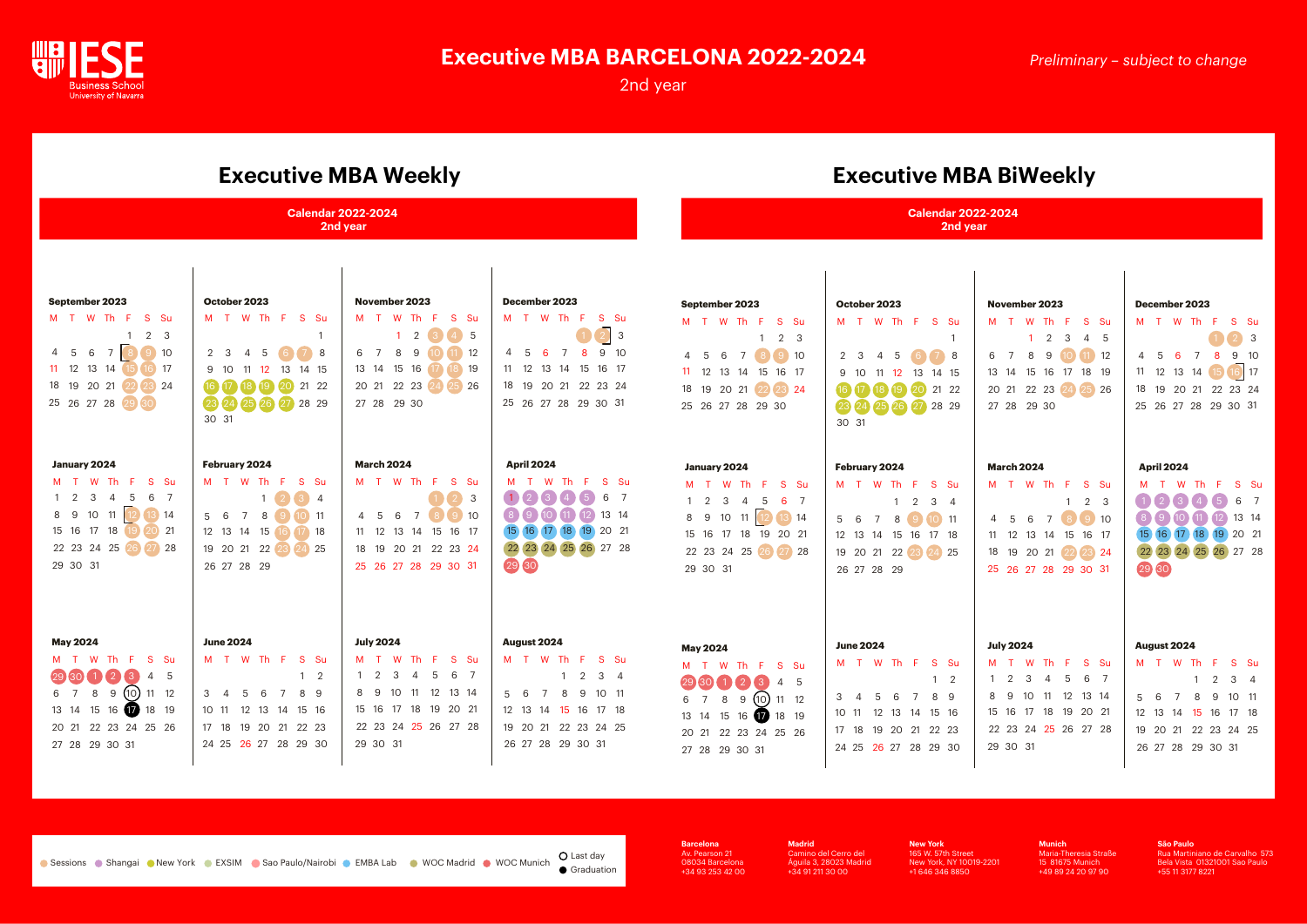IESE Business School
University of Navarra

# Executive MBA BARCELONA 2022-2024

2nd year

*Preliminary – subject to change*

## Executive MBA Weekly

**Calendar 2022-2024**
**2nd year**

### September 2023

| M | T | W | Th | F | S | Su |
|---|---|---|---|---|---|---|
| | | | | 1 | 2 | 3 |
| 4 | 5 | 6 | 7 | 8 | 9 | 10 |
| 11 | 12 | 13 | 14 | 15 | 16 | 17 |
| 18 | 19 | 20 | 21 | 22 | 23 | 24 |
| 25 | 26 | 27 | 28 | 29 | 30 | |

### October 2023

| M | T | W | Th | F | S | Su |
|---|---|---|---|---|---|---|
| | | | | | | 1 |
| 2 | 3 | 4 | 5 | 6 | 7 | 8 |
| 9 | 10 | 11 | 12 | 13 | 14 | 15 |
| 16 | 17 | 18 | 19 | 20 | 21 | 22 |
| 23 | 24 | 25 | 26 | 27 | 28 | 29 |
| 30 | 31 | | | | | |

### November 2023

| M | T | W | Th | F | S | Su |
|---|---|---|---|---|---|---|
| | | 1 | 2 | 3 | 4 | 5 |
| 6 | 7 | 8 | 9 | 10 | 11 | 12 |
| 13 | 14 | 15 | 16 | 17 | 18 | 19 |
| 20 | 21 | 22 | 23 | 24 | 25 | 26 |
| 27 | 28 | 29 | 30 | | | |

### December 2023

| M | T | W | Th | F | S | Su |
|---|---|---|---|---|---|---|
| | | | | 1 | 2 | 3 |
| 4 | 5 | 6 | 7 | 8 | 9 | 10 |
| 11 | 12 | 13 | 14 | 15 | 16 | 17 |
| 18 | 19 | 20 | 21 | 22 | 23 | 24 |
| 25 | 26 | 27 | 28 | 29 | 30 | 31 |

### January 2024

| M | T | W | Th | F | S | Su |
|---|---|---|---|---|---|---|
| 1 | 2 | 3 | 4 | 5 | 6 | 7 |
| 8 | 9 | 10 | 11 | 12 | 13 | 14 |
| 15 | 16 | 17 | 18 | 19 | 20 | 21 |
| 22 | 23 | 24 | 25 | 26 | 27 | 28 |
| 29 | 30 | 31 | | | | |

### February 2024

| M | T | W | Th | F | S | Su |
|---|---|---|---|---|---|---|
| | | | 1 | 2 | 3 | 4 |
| 5 | 6 | 7 | 8 | 9 | 10 | 11 |
| 12 | 13 | 14 | 15 | 16 | 17 | 18 |
| 19 | 20 | 21 | 22 | 23 | 24 | 25 |
| 26 | 27 | 28 | 29 | | | |

### March 2024

| M | T | W | Th | F | S | Su |
|---|---|---|---|---|---|---|
| | | | | 1 | 2 | 3 |
| 4 | 5 | 6 | 7 | 8 | 9 | 10 |
| 11 | 12 | 13 | 14 | 15 | 16 | 17 |
| 18 | 19 | 20 | 21 | 22 | 23 | 24 |
| 25 | 26 | 27 | 28 | 29 | 30 | 31 |

### April 2024

| M | T | W | Th | F | S | Su |
|---|---|---|---|---|---|---|
| 1 | 2 | 3 | 4 | 5 | 6 | 7 |
| 8 | 9 | 10 | 11 | 12 | 13 | 14 |
| 15 | 16 | 17 | 18 | 19 | 20 | 21 |
| 22 | 23 | 24 | 25 | 26 | 27 | 28 |
| 29 | 30 | | | | | |

### May 2024

| M | T | W | Th | F | S | Su |
|---|---|---|---|---|---|---|
| 29 | 30 | 1 | 2 | 3 | 4 | 5 |
| 6 | 7 | 8 | 9 | 10 | 11 | 12 |
| 13 | 14 | 15 | 16 | 17 | 18 | 19 |
| 20 | 21 | 22 | 23 | 24 | 25 | 26 |
| 27 | 28 | 29 | 30 | 31 | | |

### June 2024

| M | T | W | Th | F | S | Su |
|---|---|---|---|---|---|---|
| | | | | | 1 | 2 |
| 3 | 4 | 5 | 6 | 7 | 8 | 9 |
| 10 | 11 | 12 | 13 | 14 | 15 | 16 |
| 17 | 18 | 19 | 20 | 21 | 22 | 23 |
| 24 | 25 | 26 | 27 | 28 | 29 | 30 |

### July 2024

| M | T | W | Th | F | S | Su |
|---|---|---|---|---|---|---|
| 1 | 2 | 3 | 4 | 5 | 6 | 7 |
| 8 | 9 | 10 | 11 | 12 | 13 | 14 |
| 15 | 16 | 17 | 18 | 19 | 20 | 21 |
| 22 | 23 | 24 | 25 | 26 | 27 | 28 |
| 29 | 30 | 31 | | | | |

### August 2024

| M | T | W | Th | F | S | Su |
|---|---|---|---|---|---|---|
| | | | 1 | 2 | 3 | 4 |
| 5 | 6 | 7 | 8 | 9 | 10 | 11 |
| 12 | 13 | 14 | 15 | 16 | 17 | 18 |
| 19 | 20 | 21 | 22 | 23 | 24 | 25 |
| 26 | 27 | 28 | 29 | 30 | 31 | |

## Executive MBA BiWeekly

**Calendar 2022-2024**
**2nd year**

### September 2023

| M | T | W | Th | F | S | Su |
|---|---|---|---|---|---|---|
| | | | | 1 | 2 | 3 |
| 4 | 5 | 6 | 7 | 8 | 9 | 10 |
| 11 | 12 | 13 | 14 | 15 | 16 | 17 |
| 18 | 19 | 20 | 21 | 22 | 23 | 24 |
| 25 | 26 | 27 | 28 | 29 | 30 | |

### October 2023

| M | T | W | Th | F | S | Su |
|---|---|---|---|---|---|---|
| | | | | | | 1 |
| 2 | 3 | 4 | 5 | 6 | 7 | 8 |
| 9 | 10 | 11 | 12 | 13 | 14 | 15 |
| 16 | 17 | 18 | 19 | 20 | 21 | 22 |
| 23 | 24 | 25 | 26 | 27 | 28 | 29 |
| 30 | 31 | | | | | |

### November 2023

| M | T | W | Th | F | S | Su |
|---|---|---|---|---|---|---|
| | | 1 | 2 | 3 | 4 | 5 |
| 6 | 7 | 8 | 9 | 10 | 11 | 12 |
| 13 | 14 | 15 | 16 | 17 | 18 | 19 |
| 20 | 21 | 22 | 23 | 24 | 25 | 26 |
| 27 | 28 | 29 | 30 | | | |

### December 2023

| M | T | W | Th | F | S | Su |
|---|---|---|---|---|---|---|
| | | | | 1 | 2 | 3 |
| 4 | 5 | 6 | 7 | 8 | 9 | 10 |
| 11 | 12 | 13 | 14 | 15 | 16 | 17 |
| 18 | 19 | 20 | 21 | 22 | 23 | 24 |
| 25 | 26 | 27 | 28 | 29 | 30 | 31 |

### January 2024

| M | T | W | Th | F | S | Su |
|---|---|---|---|---|---|---|
| 1 | 2 | 3 | 4 | 5 | 6 | 7 |
| 8 | 9 | 10 | 11 | 12 | 13 | 14 |
| 15 | 16 | 17 | 18 | 19 | 20 | 21 |
| 22 | 23 | 24 | 25 | 26 | 27 | 28 |
| 29 | 30 | 31 | | | | |

### February 2024

| M | T | W | Th | F | S | Su |
|---|---|---|---|---|---|---|
| | | | 1 | 2 | 3 | 4 |
| 5 | 6 | 7 | 8 | 9 | 10 | 11 |
| 12 | 13 | 14 | 15 | 16 | 17 | 18 |
| 19 | 20 | 21 | 22 | 23 | 24 | 25 |
| 26 | 27 | 28 | 29 | | | |

### March 2024

| M | T | W | Th | F | S | Su |
|---|---|---|---|---|---|---|
| | | | | 1 | 2 | 3 |
| 4 | 5 | 6 | 7 | 8 | 9 | 10 |
| 11 | 12 | 13 | 14 | 15 | 16 | 17 |
| 18 | 19 | 20 | 21 | 22 | 23 | 24 |
| 25 | 26 | 27 | 28 | 29 | 30 | 31 |

### April 2024

| M | T | W | Th | F | S | Su |
|---|---|---|---|---|---|---|
| 1 | 2 | 3 | 4 | 5 | 6 | 7 |
| 8 | 9 | 10 | 11 | 12 | 13 | 14 |
| 15 | 16 | 17 | 18 | 19 | 20 | 21 |
| 22 | 23 | 24 | 25 | 26 | 27 | 28 |
| 29 | 30 | | | | | |

### May 2024

| M | T | W | Th | F | S | Su |
|---|---|---|---|---|---|---|
| 29 | 30 | 1 | 2 | 3 | 4 | 5 |
| 6 | 7 | 8 | 9 | 10 | 11 | 12 |
| 13 | 14 | 15 | 16 | 17 | 18 | 19 |
| 20 | 21 | 22 | 23 | 24 | 25 | 26 |
| 27 | 28 | 29 | 30 | 31 | | |

### June 2024

| M | T | W | Th | F | S | Su |
|---|---|---|---|---|---|---|
| | | | | | 1 | 2 |
| 3 | 4 | 5 | 6 | 7 | 8 | 9 |
| 10 | 11 | 12 | 13 | 14 | 15 | 16 |
| 17 | 18 | 19 | 20 | 21 | 22 | 23 |
| 24 | 25 | 26 | 27 | 28 | 29 | 30 |

### July 2024

| M | T | W | Th | F | S | Su |
|---|---|---|---|---|---|---|
| 1 | 2 | 3 | 4 | 5 | 6 | 7 |
| 8 | 9 | 10 | 11 | 12 | 13 | 14 |
| 15 | 16 | 17 | 18 | 19 | 20 | 21 |
| 22 | 23 | 24 | 25 | 26 | 27 | 28 |
| 29 | 30 | 31 | | | | |

### August 2024

| M | T | W | Th | F | S | Su |
|---|---|---|---|---|---|---|
| | | | 1 | 2 | 3 | 4 |
| 5 | 6 | 7 | 8 | 9 | 10 | 11 |
| 12 | 13 | 14 | 15 | 16 | 17 | 18 |
| 19 | 20 | 21 | 22 | 23 | 24 | 25 |
| 26 | 27 | 28 | 29 | 30 | 31 | |

Sessions · Shangai · New York · EXSIM · Sao Paulo/Nairobi · EMBA Lab · WOC Madrid · WOC Munich

○ Last day
● Graduation

**Barcelona**
Av. Pearson 21
08034 Barcelona
+34 93 253 42 00

**Madrid**
Camino del Cerro del Águila 3, 28023 Madrid
+34 91 211 30 00

**New York**
165 W. 57th Street
New York, NY 10019-2201
+1 646 346 8850

**Munich**
Maria-Theresia Straße 15 81675 Munich
+49 89 24 20 97 90

**São Paulo**
Rua Martiniano de Carvalho 573
Bela Vista 01321001 Sao Paulo
+55 11 3177 8221